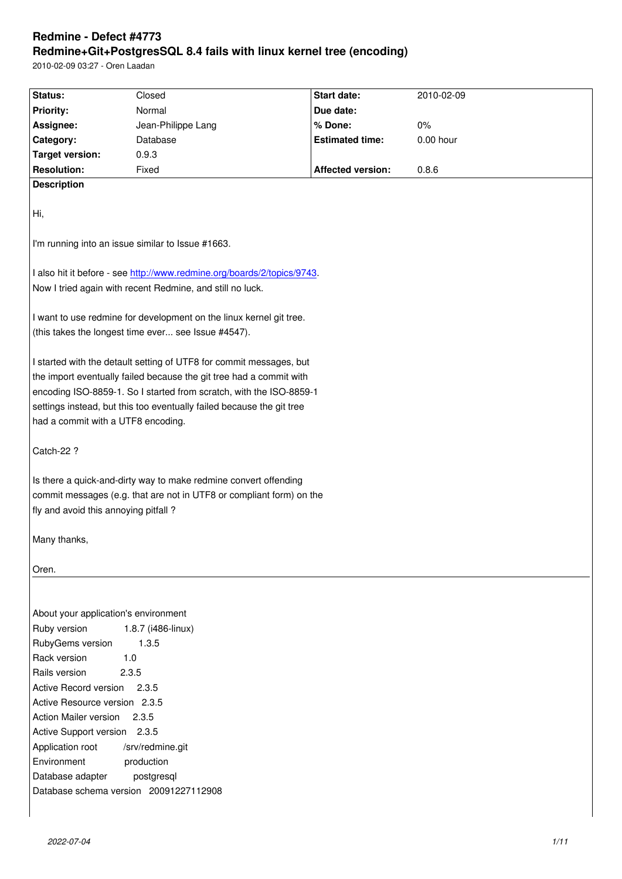# Redmine - Defect #4773

## Redmine+Git+PostgresSQL 8.4 fails with linux kernel tree (encoding)

2010-02-09 03:27 - Oren Laadan

| Status: | Closed | Start date: | 2010-02-09 |
|---|---|---|---|
| Priority: | Normal | Due date: | |
| Assignee: | Jean-Philippe Lang | % Done: | 0% |
| Category: | Database | Estimated time: | 0.00 hour |
| Target version: | 0.9.3 | | |
| Resolution: | Fixed | Affected version: | 0.8.6 |

**Description**

Hi,

I'm running into an issue similar to Issue #1663.

I also hit it before - see http://www.redmine.org/boards/2/topics/9743.
Now I tried again with recent Redmine, and still no luck.

I want to use redmine for development on the linux kernel git tree.
(this takes the longest time ever... see Issue #4547).

I started with the deafult setting of UTF8 for commit messages, but
the import eventually failed because the git tree had a commit with
encoding ISO-8859-1. So I started from scratch, with the ISO-8859-1
settings instead, but this too eventually failed because the git tree
had a commit with a UTF8 encoding.

Catch-22 ?

Is there a quick-and-dirty way to make redmine convert offending
commit messages (e.g. that are not in UTF8 or compliant form) on the
fly and avoid this annoying pitfall ?

Many thanks,

Oren.

---

About your application's environment
Ruby version 1.8.7 (i486-linux)
RubyGems version 1.3.5
Rack version 1.0
Rails version 2.3.5
Active Record version 2.3.5
Active Resource version 2.3.5
Action Mailer version 2.3.5
Active Support version 2.3.5
Application root /srv/redmine.git
Environment production
Database adapter postgresql
Database schema version 20091227112908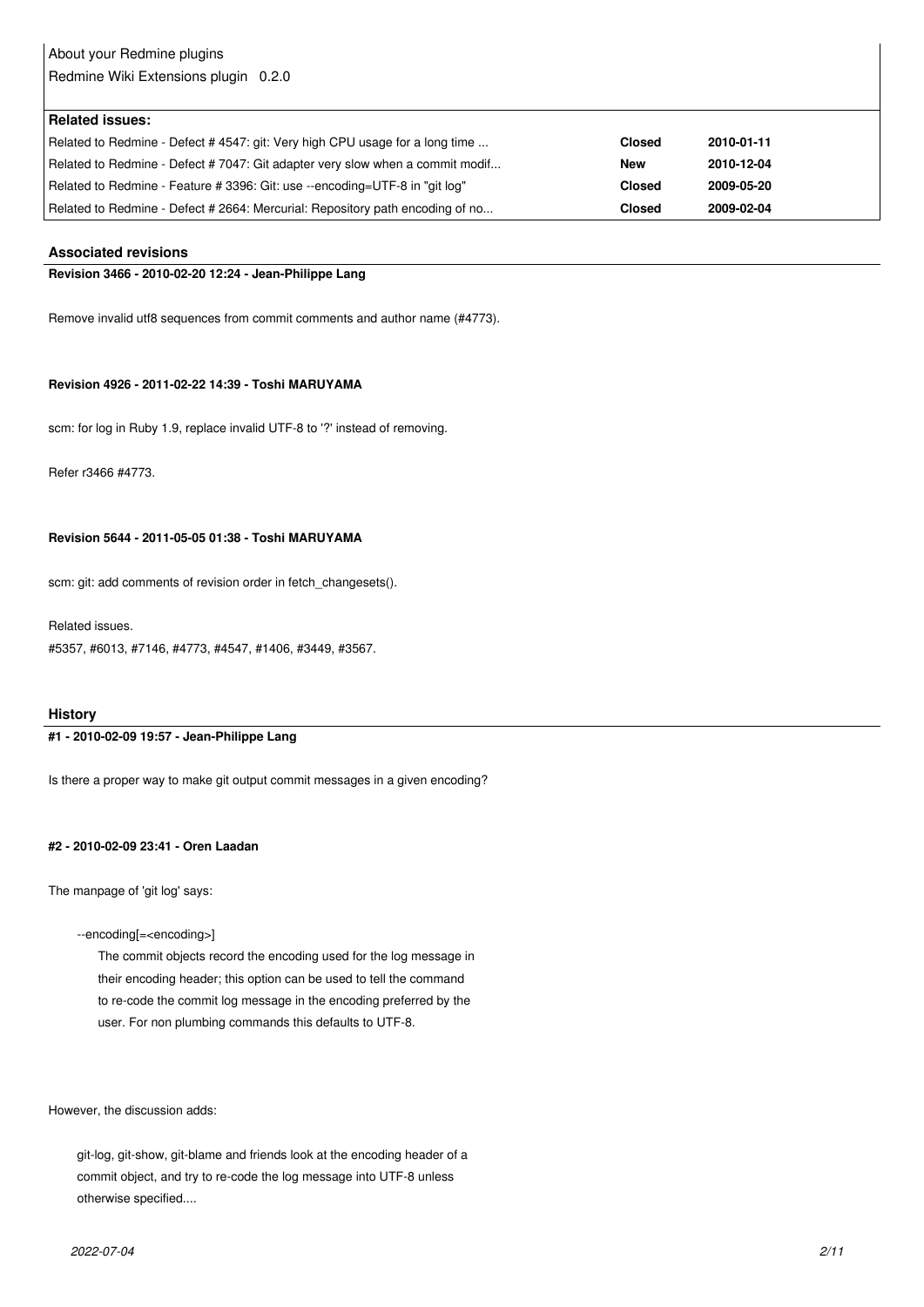About your Redmine plugins
Redmine Wiki Extensions plugin 0.2.0

**Related issues:**

| | | |
|---|---|---|
| Related to Redmine - Defect # 4547: git: Very high CPU usage for a long time ... | **Closed** | **2010-01-11** |
| Related to Redmine - Defect # 7047: Git adapter very slow when a commit modif... | **New** | **2010-12-04** |
| Related to Redmine - Feature # 3396: Git: use --encoding=UTF-8 in "git log" | **Closed** | **2009-05-20** |
| Related to Redmine - Defect # 2664: Mercurial: Repository path encoding of no... | **Closed** | **2009-02-04** |

### Associated revisions

#### Revision 3466 - 2010-02-20 12:24 - Jean-Philippe Lang

Remove invalid utf8 sequences from commit comments and author name (#4773).

#### Revision 4926 - 2011-02-22 14:39 - Toshi MARUYAMA

scm: for log in Ruby 1.9, replace invalid UTF-8 to '?' instead of removing.

Refer r3466 #4773.

#### Revision 5644 - 2011-05-05 01:38 - Toshi MARUYAMA

scm: git: add comments of revision order in fetch_changesets().

Related issues.
#5357, #6013, #7146, #4773, #4547, #1406, #3449, #3567.

### History

#### #1 - 2010-02-09 19:57 - Jean-Philippe Lang

Is there a proper way to make git output commit messages in a given encoding?

#### #2 - 2010-02-09 23:41 - Oren Laadan

The manpage of 'git log' says:

> --encoding[=<encoding>]
> 
> The commit objects record the encoding used for the log message in
> their encoding header; this option can be used to tell the command
> to re-code the commit log message in the encoding preferred by the
> user. For non plumbing commands this defaults to UTF-8.

However, the discussion adds:

> git-log, git-show, git-blame and friends look at the encoding header of a
> commit object, and try to re-code the log message into UTF-8 unless
> otherwise specified....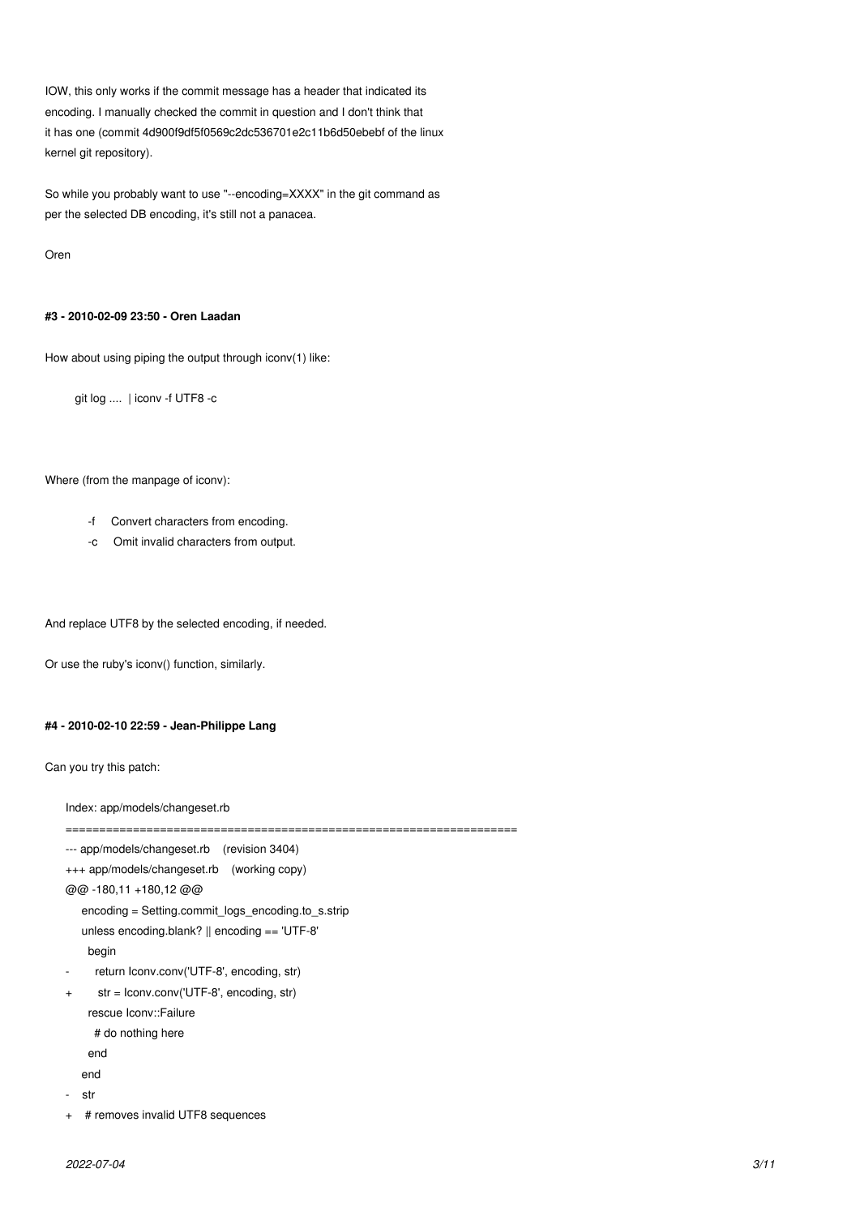IOW, this only works if the commit message has a header that indicated its encoding. I manually checked the commit in question and I don't think that it has one (commit 4d900f9df5f0569c2dc536701e2c11b6d50ebebf of the linux kernel git repository).

So while you probably want to use "--encoding=XXXX" in the git command as per the selected DB encoding, it's still not a panacea.

Oren

#### #3 - 2010-02-09 23:50 - Oren Laadan

How about using piping the output through iconv(1) like:

```
git log .... | iconv -f UTF8 -c
```

Where (from the manpage of iconv):

```
-f    Convert characters from encoding.
-c    Omit invalid characters from output.
```

And replace UTF8 by the selected encoding, if needed.

Or use the ruby's iconv() function, similarly.

#### #4 - 2010-02-10 22:59 - Jean-Philippe Lang

Can you try this patch:

```
Index: app/models/changeset.rb
===================================================================
--- app/models/changeset.rb    (revision 3404)
+++ app/models/changeset.rb    (working copy)
@@ -180,11 +180,12 @@
     encoding = Setting.commit_logs_encoding.to_s.strip
     unless encoding.blank? || encoding == 'UTF-8'
       begin
-        return Iconv.conv('UTF-8', encoding, str)
+        str = Iconv.conv('UTF-8', encoding, str)
       rescue Iconv::Failure
         # do nothing here
       end
     end
-    str
+    # removes invalid UTF8 sequences
```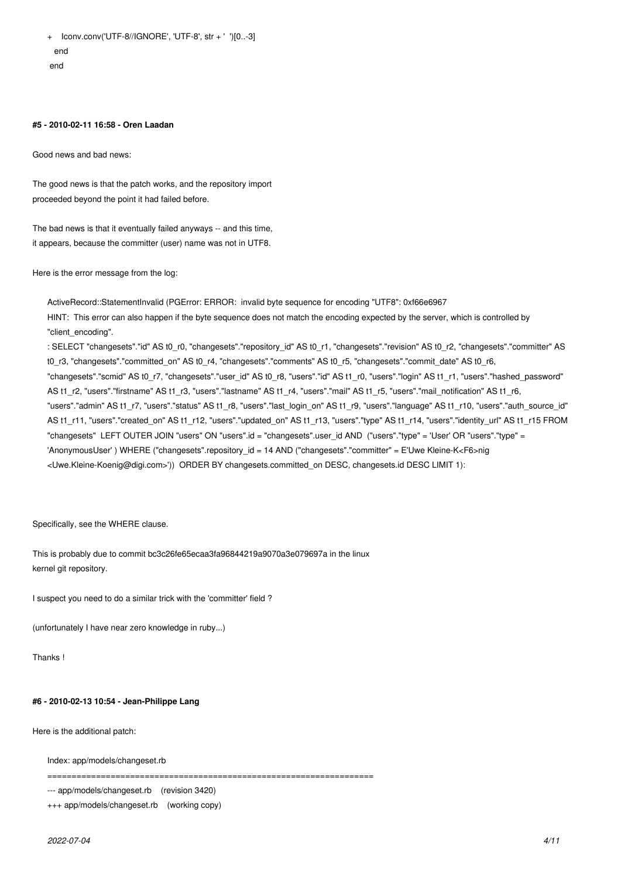```
+    Iconv.conv('UTF-8//IGNORE', 'UTF-8', str + '  ')[0..-3]
   end
 end
```

#### #5 - 2010-02-11 16:58 - Oren Laadan

Good news and bad news:

The good news is that the patch works, and the repository import
proceeded beyond the point it had failed before.

The bad news is that it eventually failed anyways -- and this time,
it appears, because the committer (user) name was not in UTF8.

Here is the error message from the log:

```
ActiveRecord::StatementInvalid (PGError: ERROR:  invalid byte sequence for encoding "UTF8": 0xf66e6967
HINT:  This error can also happen if the byte sequence does not match the encoding expected by the server, which is controlled by
"client_encoding".
: SELECT "changesets"."id" AS t0_r0, "changesets"."repository_id" AS t0_r1, "changesets"."revision" AS t0_r2, "changesets"."committer" AS
t0_r3, "changesets"."committed_on" AS t0_r4, "changesets"."comments" AS t0_r5, "changesets"."commit_date" AS t0_r6,
"changesets"."scmid" AS t0_r7, "changesets"."user_id" AS t0_r8, "users"."id" AS t1_r0, "users"."login" AS t1_r1, "users"."hashed_password"
AS t1_r2, "users"."firstname" AS t1_r3, "users"."lastname" AS t1_r4, "users"."mail" AS t1_r5, "users"."mail_notification" AS t1_r6,
"users"."admin" AS t1_r7, "users"."status" AS t1_r8, "users"."last_login_on" AS t1_r9, "users"."language" AS t1_r10, "users"."auth_source_id"
AS t1_r11, "users"."created_on" AS t1_r12, "users"."updated_on" AS t1_r13, "users"."type" AS t1_r14, "users"."identity_url" AS t1_r15 FROM
"changesets"  LEFT OUTER JOIN "users" ON "users".id = "changesets".user_id AND  ("users"."type" = 'User' OR "users"."type" =
'AnonymousUser' ) WHERE ("changesets".repository_id = 14 AND ("changesets"."committer" = E'Uwe Kleine-K<F6>nig
<Uwe.Kleine-Koenig@digi.com>'))  ORDER BY changesets.committed_on DESC, changesets.id DESC LIMIT 1):
```

Specifically, see the WHERE clause.

This is probably due to commit bc3c26fe65ecaa3fa96844219a9070a3e079697a in the linux
kernel git repository.

I suspect you need to do a similar trick with the 'committer' field ?

(unfortunately I have near zero knowledge in ruby...)

Thanks !

#### #6 - 2010-02-13 10:54 - Jean-Philippe Lang

Here is the additional patch:

```
Index: app/models/changeset.rb
===================================================================
--- app/models/changeset.rb    (revision 3420)
+++ app/models/changeset.rb    (working copy)
```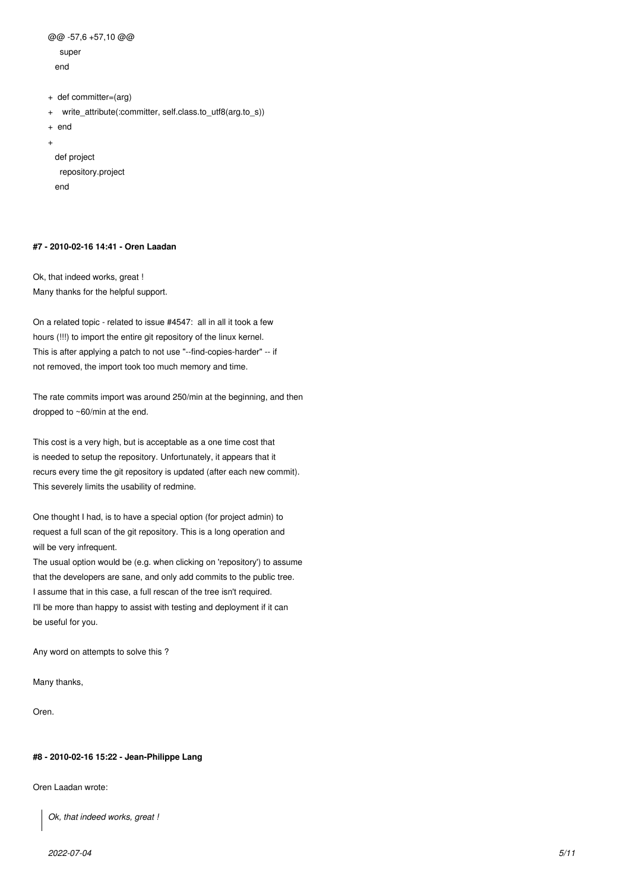```
@@ -57,6 +57,10 @@
     super
   end

+  def committer=(arg)
+    write_attribute(:committer, self.class.to_utf8(arg.to_s))
+  end
+
   def project
     repository.project
   end
```

#### #7 - 2010-02-16 14:41 - Oren Laadan

Ok, that indeed works, great !
Many thanks for the helpful support.

On a related topic - related to issue #4547: all in all it took a few
hours (!!!) to import the entire git repository of the linux kernel.
This is after applying a patch to not use "--find-copies-harder" -- if
not removed, the import took too much memory and time.

The rate commits import was around 250/min at the beginning, and then
dropped to ~60/min at the end.

This cost is a very high, but is acceptable as a one time cost that
is needed to setup the repository. Unfortunately, it appears that it
recurs every time the git repository is updated (after each new commit).
This severely limits the usability of redmine.

One thought I had, is to have a special option (for project admin) to
request a full scan of the git repository. This is a long operation and
will be very infrequent.
The usual option would be (e.g. when clicking on 'repository') to assume
that the developers are sane, and only add commits to the public tree.
I assume that in this case, a full rescan of the tree isn't required.
I'll be more than happy to assist with testing and deployment if it can
be useful for you.

Any word on attempts to solve this ?

Many thanks,

Oren.

#### #8 - 2010-02-16 15:22 - Jean-Philippe Lang

Oren Laadan wrote:

> *Ok, that indeed works, great !*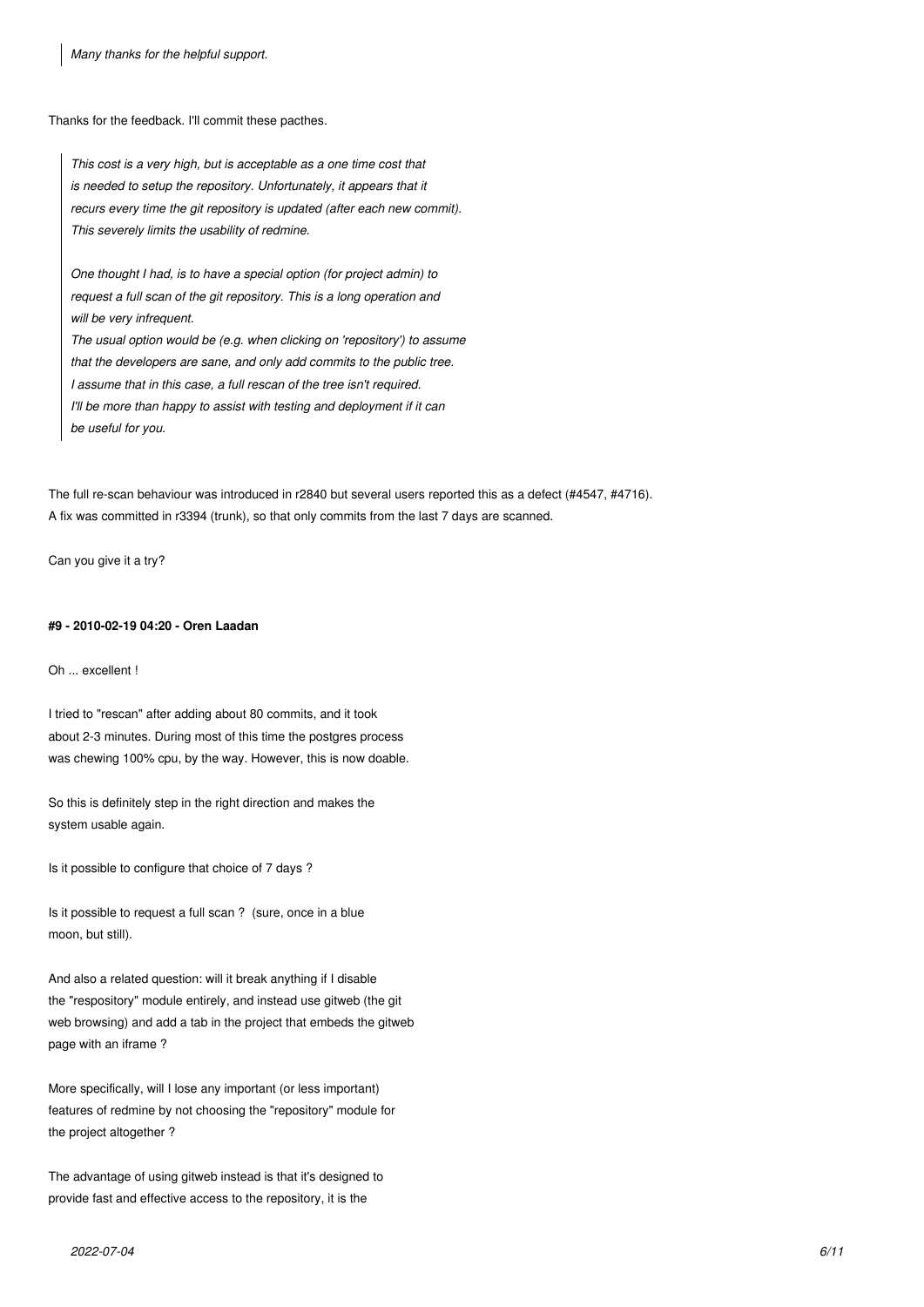> *Many thanks for the helpful support.*

Thanks for the feedback. I'll commit these pacthes.

> *This cost is a very high, but is acceptable as a one time cost that*
> *is needed to setup the repository. Unfortunately, it appears that it*
> *recurs every time the git repository is updated (after each new commit).*
> *This severely limits the usability of redmine.*
>
> *One thought I had, is to have a special option (for project admin) to*
> *request a full scan of the git repository. This is a long operation and*
> *will be very infrequent.*
> *The usual option would be (e.g. when clicking on 'repository') to assume*
> *that the developers are sane, and only add commits to the public tree.*
> *I assume that in this case, a full rescan of the tree isn't required.*
> *I'll be more than happy to assist with testing and deployment if it can*
> *be useful for you.*

The full re-scan behaviour was introduced in r2840 but several users reported this as a defect (#4547, #4716).
A fix was committed in r3394 (trunk), so that only commits from the last 7 days are scanned.

Can you give it a try?

#### #9 - 2010-02-19 04:20 - Oren Laadan

Oh ... excellent !

I tried to "rescan" after adding about 80 commits, and it took
about 2-3 minutes. During most of this time the postgres process
was chewing 100% cpu, by the way. However, this is now doable.

So this is definitely step in the right direction and makes the
system usable again.

Is it possible to configure that choice of 7 days ?

Is it possible to request a full scan ? (sure, once in a blue
moon, but still).

And also a related question: will it break anything if I disable
the "respository" module entirely, and instead use gitweb (the git
web browsing) and add a tab in the project that embeds the gitweb
page with an iframe ?

More specifically, will I lose any important (or less important)
features of redmine by not choosing the "repository" module for
the project altogether ?

The advantage of using gitweb instead is that it's designed to
provide fast and effective access to the repository, it is the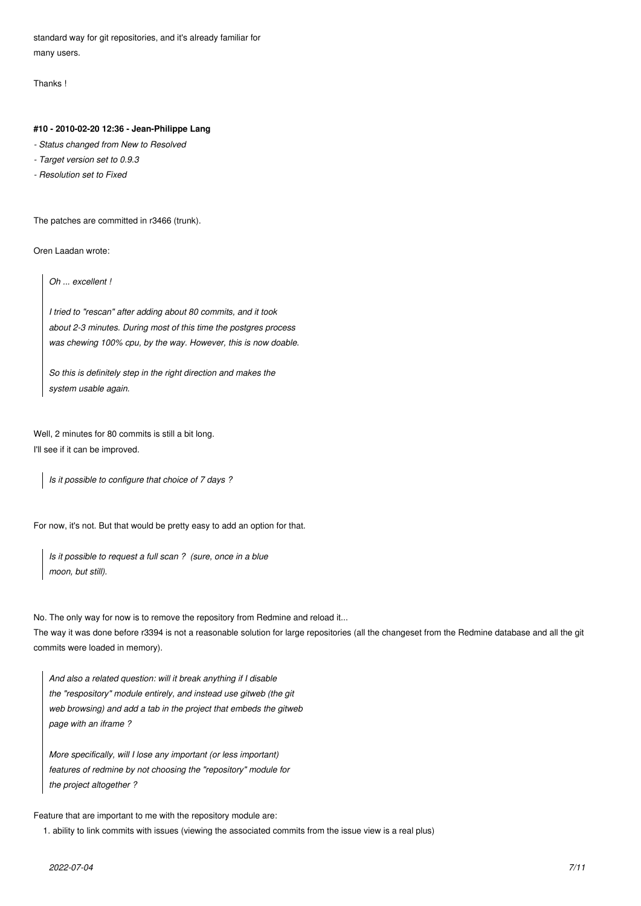standard way for git repositories, and it's already familiar for
many users.

Thanks !

#### #10 - 2010-02-20 12:36 - Jean-Philippe Lang

- *Status changed from New to Resolved*
- *Target version set to 0.9.3*
- *Resolution set to Fixed*

The patches are committed in r3466 (trunk).

Oren Laadan wrote:

> *Oh ... excellent !*
>
> *I tried to "rescan" after adding about 80 commits, and it took about 2-3 minutes. During most of this time the postgres process was chewing 100% cpu, by the way. However, this is now doable.*
>
> *So this is definitely step in the right direction and makes the system usable again.*

Well, 2 minutes for 80 commits is still a bit long.
I'll see if it can be improved.

> *Is it possible to configure that choice of 7 days ?*

For now, it's not. But that would be pretty easy to add an option for that.

> *Is it possible to request a full scan ? (sure, once in a blue moon, but still).*

No. The only way for now is to remove the repository from Redmine and reload it...
The way it was done before r3394 is not a reasonable solution for large repositories (all the changeset from the Redmine database and all the git commits were loaded in memory).

> *And also a related question: will it break anything if I disable the "respository" module entirely, and instead use gitweb (the git web browsing) and add a tab in the project that embeds the gitweb page with an iframe ?*
>
> *More specifically, will I lose any important (or less important) features of redmine by not choosing the "repository" module for the project altogether ?*

Feature that are important to me with the repository module are:

1. ability to link commits with issues (viewing the associated commits from the issue view is a real plus)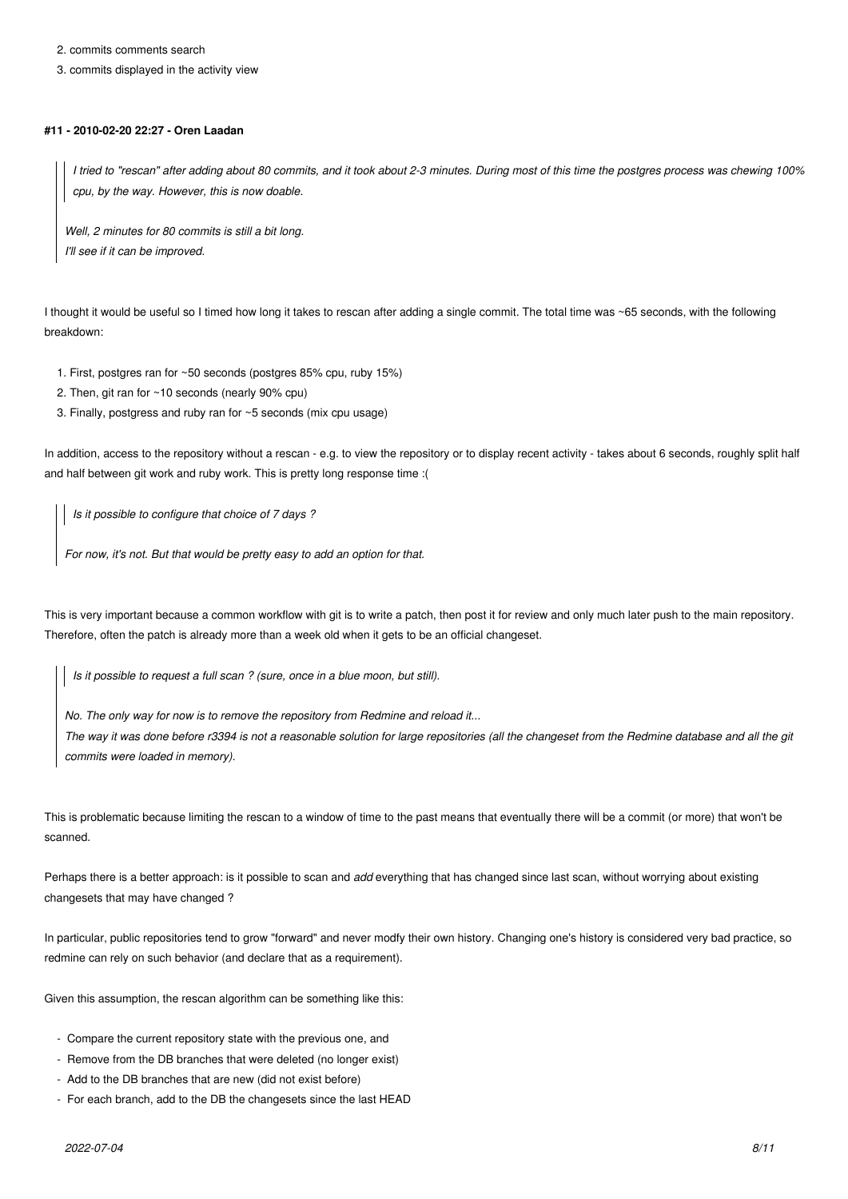2. commits comments search
3. commits displayed in the activity view

#### #11 - 2010-02-20 22:27 - Oren Laadan

> > *I tried to "rescan" after adding about 80 commits, and it took about 2-3 minutes. During most of this time the postgres process was chewing 100% cpu, by the way. However, this is now doable.*
>
> *Well, 2 minutes for 80 commits is still a bit long.*
> *I'll see if it can be improved.*

I thought it would be useful so I timed how long it takes to rescan after adding a single commit. The total time was ~65 seconds, with the following breakdown:

1. First, postgres ran for ~50 seconds (postgres 85% cpu, ruby 15%)
2. Then, git ran for ~10 seconds (nearly 90% cpu)
3. Finally, postgress and ruby ran for ~5 seconds (mix cpu usage)

In addition, access to the repository without a rescan - e.g. to view the repository or to display recent activity - takes about 6 seconds, roughly split half and half between git work and ruby work. This is pretty long response time :(

> > *Is it possible to configure that choice of 7 days ?*
>
> *For now, it's not. But that would be pretty easy to add an option for that.*

This is very important because a common workflow with git is to write a patch, then post it for review and only much later push to the main repository. Therefore, often the patch is already more than a week old when it gets to be an official changeset.

> > *Is it possible to request a full scan ? (sure, once in a blue moon, but still).*
>
> *No. The only way for now is to remove the repository from Redmine and reload it...*
> *The way it was done before r3394 is not a reasonable solution for large repositories (all the changeset from the Redmine database and all the git commits were loaded in memory).*

This is problematic because limiting the rescan to a window of time to the past means that eventually there will be a commit (or more) that won't be scanned.

Perhaps there is a better approach: is it possible to scan and *add* everything that has changed since last scan, without worrying about existing changesets that may have changed ?

In particular, public repositories tend to grow "forward" and never modfy their own history. Changing one's history is considered very bad practice, so redmine can rely on such behavior (and declare that as a requirement).

Given this assumption, the rescan algorithm can be something like this:

- Compare the current repository state with the previous one, and
- Remove from the DB branches that were deleted (no longer exist)
- Add to the DB branches that are new (did not exist before)
- For each branch, add to the DB the changesets since the last HEAD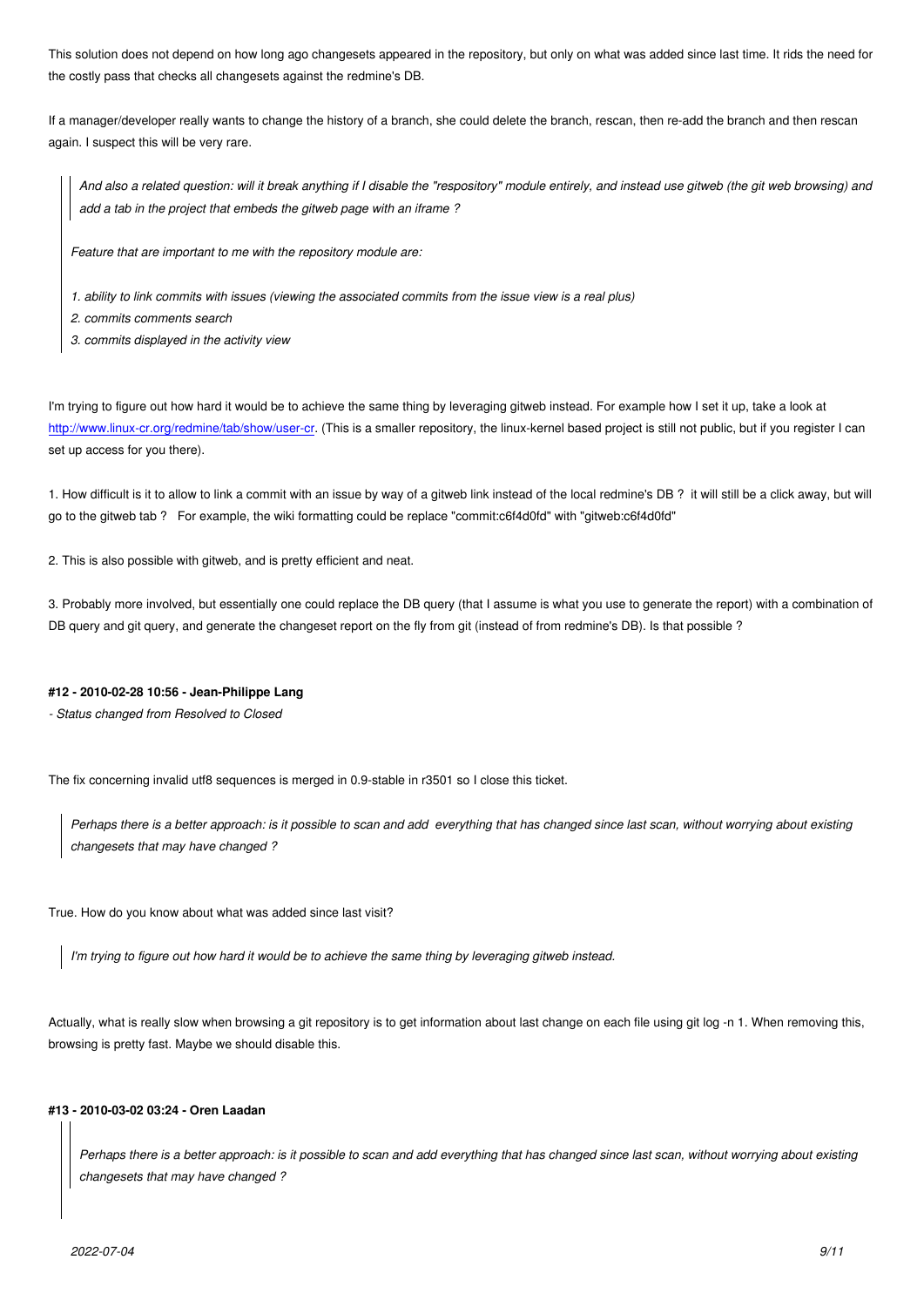This solution does not depend on how long ago changesets appeared in the repository, but only on what was added since last time. It rids the need for the costly pass that checks all changesets against the redmine's DB.

If a manager/developer really wants to change the history of a branch, she could delete the branch, rescan, then re-add the branch and then rescan again. I suspect this will be very rare.

> > *And also a related question: will it break anything if I disable the "respository" module entirely, and instead use gitweb (the git web browsing) and add a tab in the project that embeds the gitweb page with an iframe ?*
>
> *Feature that are important to me with the repository module are:*
>
> *1. ability to link commits with issues (viewing the associated commits from the issue view is a real plus)*
> *2. commits comments search*
> *3. commits displayed in the activity view*

I'm trying to figure out how hard it would be to achieve the same thing by leveraging gitweb instead. For example how I set it up, take a look at http://www.linux-cr.org/redmine/tab/show/user-cr. (This is a smaller repository, the linux-kernel based project is still not public, but if you register I can set up access for you there).

1. How difficult is it to allow to link a commit with an issue by way of a gitweb link instead of the local redmine's DB ? it will still be a click away, but will go to the gitweb tab ? For example, the wiki formatting could be replace "commit:c6f4d0fd" with "gitweb:c6f4d0fd"

2. This is also possible with gitweb, and is pretty efficient and neat.

3. Probably more involved, but essentially one could replace the DB query (that I assume is what you use to generate the report) with a combination of DB query and git query, and generate the changeset report on the fly from git (instead of from redmine's DB). Is that possible ?

#### #12 - 2010-02-28 10:56 - Jean-Philippe Lang

*- Status changed from Resolved to Closed*

The fix concerning invalid utf8 sequences is merged in 0.9-stable in r3501 so I close this ticket.

> *Perhaps there is a better approach: is it possible to scan and add everything that has changed since last scan, without worrying about existing changesets that may have changed ?*

True. How do you know about what was added since last visit?

> *I'm trying to figure out how hard it would be to achieve the same thing by leveraging gitweb instead.*

Actually, what is really slow when browsing a git repository is to get information about last change on each file using git log -n 1. When removing this, browsing is pretty fast. Maybe we should disable this.

#### #13 - 2010-03-02 03:24 - Oren Laadan

> > *Perhaps there is a better approach: is it possible to scan and add everything that has changed since last scan, without worrying about existing changesets that may have changed ?*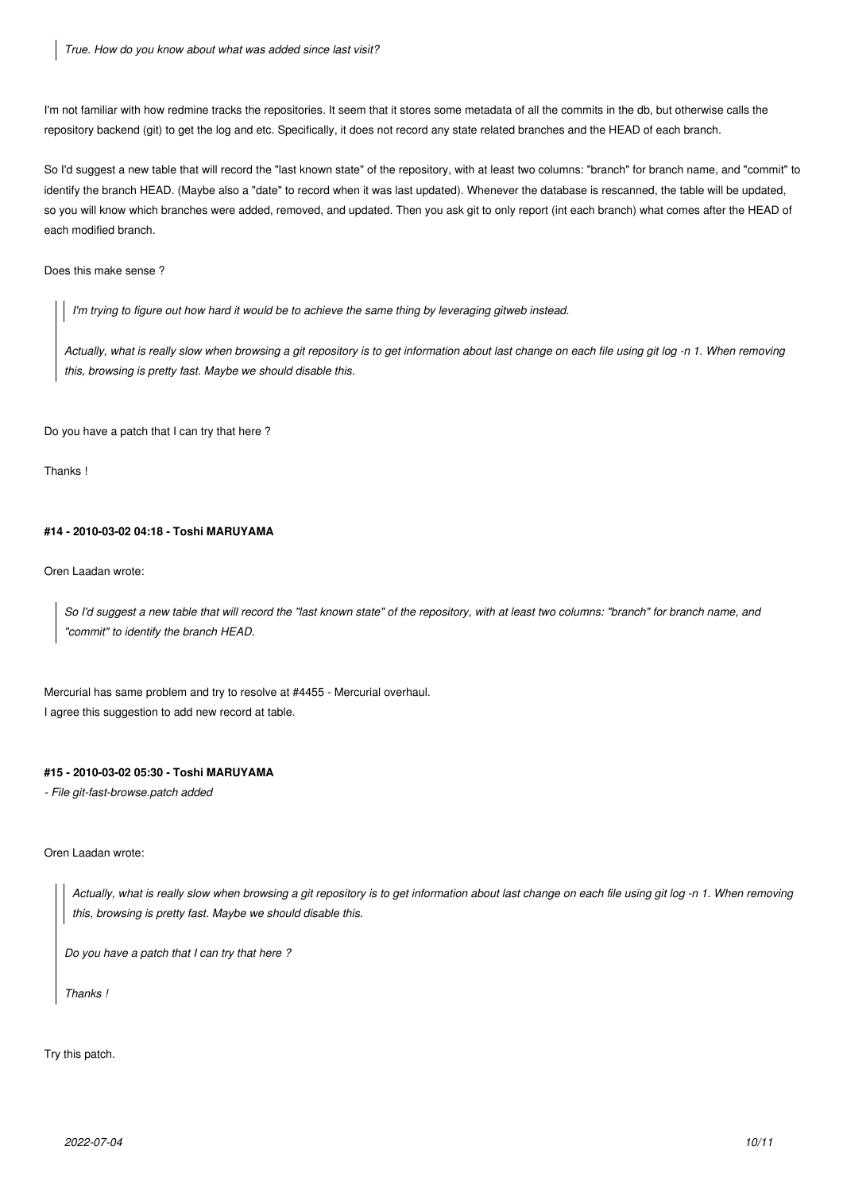> *True. How do you know about what was added since last visit?*

I'm not familiar with how redmine tracks the repositories. It seem that it stores some metadata of all the commits in the db, but otherwise calls the repository backend (git) to get the log and etc. Specifically, it does not record any state related branches and the HEAD of each branch.

So I'd suggest a new table that will record the "last known state" of the repository, with at least two columns: "branch" for branch name, and "commit" to identify the branch HEAD. (Maybe also a "date" to record when it was last updated). Whenever the database is rescanned, the table will be updated, so you will know which branches were added, removed, and updated. Then you ask git to only report (int each branch) what comes after the HEAD of each modified branch.

Does this make sense ?

> > *I'm trying to figure out how hard it would be to achieve the same thing by leveraging gitweb instead.*
>
> *Actually, what is really slow when browsing a git repository is to get information about last change on each file using git log -n 1. When removing this, browsing is pretty fast. Maybe we should disable this.*

Do you have a patch that I can try that here ?

Thanks !

#### #14 - 2010-03-02 04:18 - Toshi MARUYAMA

Oren Laadan wrote:

> *So I'd suggest a new table that will record the "last known state" of the repository, with at least two columns: "branch" for branch name, and "commit" to identify the branch HEAD.*

Mercurial has same problem and try to resolve at #4455 - Mercurial overhaul.
I agree this suggestion to add new record at table.

#### #15 - 2010-03-02 05:30 - Toshi MARUYAMA

*- File git-fast-browse.patch added*

Oren Laadan wrote:

> *Actually, what is really slow when browsing a git repository is to get information about last change on each file using git log -n 1. When removing this, browsing is pretty fast. Maybe we should disable this.*
>
> *Do you have a patch that I can try that here ?*
>
> *Thanks !*

Try this patch.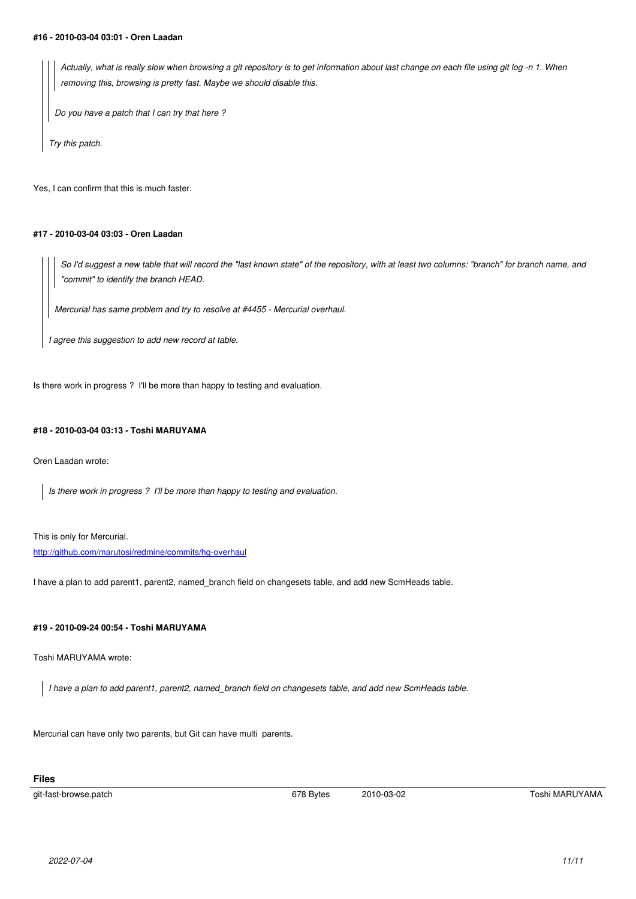#### #16 - 2010-03-04 03:01 - Oren Laadan

> > > *Actually, what is really slow when browsing a git repository is to get information about last change on each file using git log -n 1. When removing this, browsing is pretty fast. Maybe we should disable this.*
> >
> > *Do you have a patch that I can try that here ?*
>
> *Try this patch.*

Yes, I can confirm that this is much faster.

#### #17 - 2010-03-04 03:03 - Oren Laadan

> > > *So I'd suggest a new table that will record the "last known state" of the repository, with at least two columns: "branch" for branch name, and "commit" to identify the branch HEAD.*
> >
> > *Mercurial has same problem and try to resolve at #4455 - Mercurial overhaul.*
>
> *I agree this suggestion to add new record at table.*

Is there work in progress ? I'll be more than happy to testing and evaluation.

#### #18 - 2010-03-04 03:13 - Toshi MARUYAMA

Oren Laadan wrote:

> *Is there work in progress ? I'll be more than happy to testing and evaluation.*

This is only for Mercurial.
[http://github.com/marutosi/redmine/commits/hg-overhaul](http://github.com/marutosi/redmine/commits/hg-overhaul)

I have a plan to add parent1, parent2, named_branch field on changesets table, and add new ScmHeads table.

#### #19 - 2010-09-24 00:54 - Toshi MARUYAMA

Toshi MARUYAMA wrote:

> *I have a plan to add parent1, parent2, named_branch field on changesets table, and add new ScmHeads table.*

Mercurial can have only two parents, but Git can have multi parents.

**Files**

| | | | |
|---|---|---|---|
| git-fast-browse.patch | 678 Bytes | 2010-03-02 | Toshi MARUYAMA |